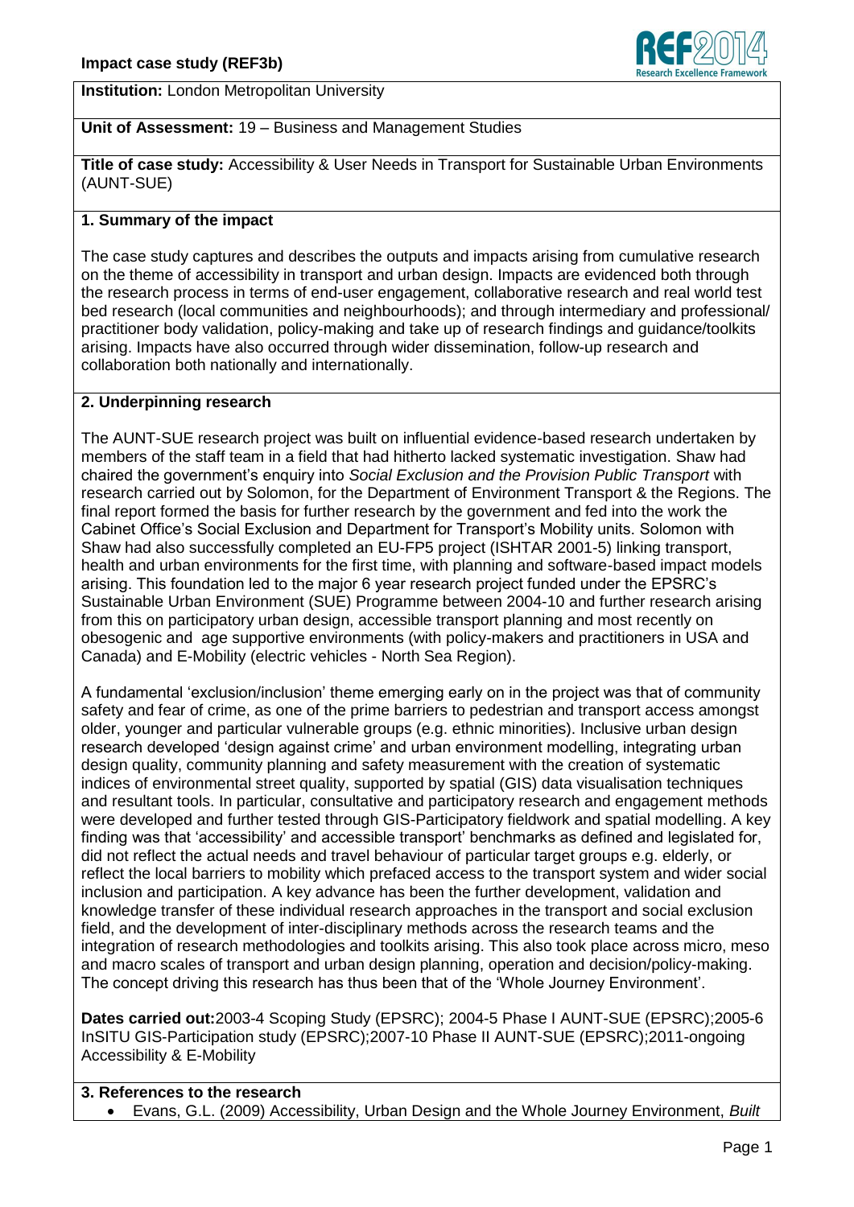**Institution:** London Metropolitan University

**Unit of Assessment:** 19 – Business and Management Studies

**Title of case study:** Accessibility & User Needs in Transport for Sustainable Urban Environments (AUNT-SUE)

## 1. Summary of the impact

The case study captures and describes the outputs and impacts arising from cumulative research on the theme of accessibility in transport and urban design. Impacts are evidenced both through the research process in terms of end-user engagement, collaborative research and real world test bed research (local communities and neighbourhoods); and through intermediary and professional/ practitioner body validation, policy-making and take up of research findings and guidance/toolkits arising. Impacts have also occurred through wider dissemination, follow-up research and collaboration both nationally and internationally.

## 2. Underpinning research

The AUNT-SUE research project was built on influential evidence-based research undertaken by members of the staff team in a field that had hitherto lacked systematic investigation. Shaw had chaired the government's enquiry into *Social Exclusion and the Provision Public Transport* with research carried out by Solomon, for the Department of Environment Transport & the Regions. The final report formed the basis for further research by the government and fed into the work the Cabinet Office's Social Exclusion and Department for Transport's Mobility units. Solomon with Shaw had also successfully completed an EU-FP5 project (ISHTAR 2001-5) linking transport, health and urban environments for the first time, with planning and software-based impact models arising. This foundation led to the major 6 year research project funded under the EPSRC's Sustainable Urban Environment (SUE) Programme between 2004-10 and further research arising from this on participatory urban design, accessible transport planning and most recently on obesogenic and age supportive environments (with policy-makers and practitioners in USA and Canada) and E-Mobility (electric vehicles - North Sea Region).

A fundamental 'exclusion/inclusion' theme emerging early on in the project was that of community safety and fear of crime, as one of the prime barriers to pedestrian and transport access amongst older, younger and particular vulnerable groups (e.g. ethnic minorities). Inclusive urban design research developed 'design against crime' and urban environment modelling, integrating urban design quality, community planning and safety measurement with the creation of systematic indices of environmental street quality, supported by spatial (GIS) data visualisation techniques and resultant tools. In particular, consultative and participatory research and engagement methods were developed and further tested through GIS-Participatory fieldwork and spatial modelling. A key finding was that 'accessibility' and accessible transport' benchmarks as defined and legislated for, did not reflect the actual needs and travel behaviour of particular target groups e.g. elderly, or reflect the local barriers to mobility which prefaced access to the transport system and wider social inclusion and participation. A key advance has been the further development, validation and knowledge transfer of these individual research approaches in the transport and social exclusion field, and the development of inter-disciplinary methods across the research teams and the integration of research methodologies and toolkits arising. This also took place across micro, meso and macro scales of transport and urban design planning, operation and decision/policy-making. The concept driving this research has thus been that of the 'Whole Journey Environment'.

**Dates carried out:** 2003-4 Scoping Study (EPSRC); 2004-5 Phase I AUNT-SUE (EPSRC); 2005-6 InSITU GIS-Participation study (EPSRC); 2007-10 Phase II AUNT-SUE (EPSRC); 2011-ongoing Accessibility & E-Mobility

## 3. References to the research

- Evans, G.L. (2009) Accessibility, Urban Design and the Whole Journey Environment, *Built*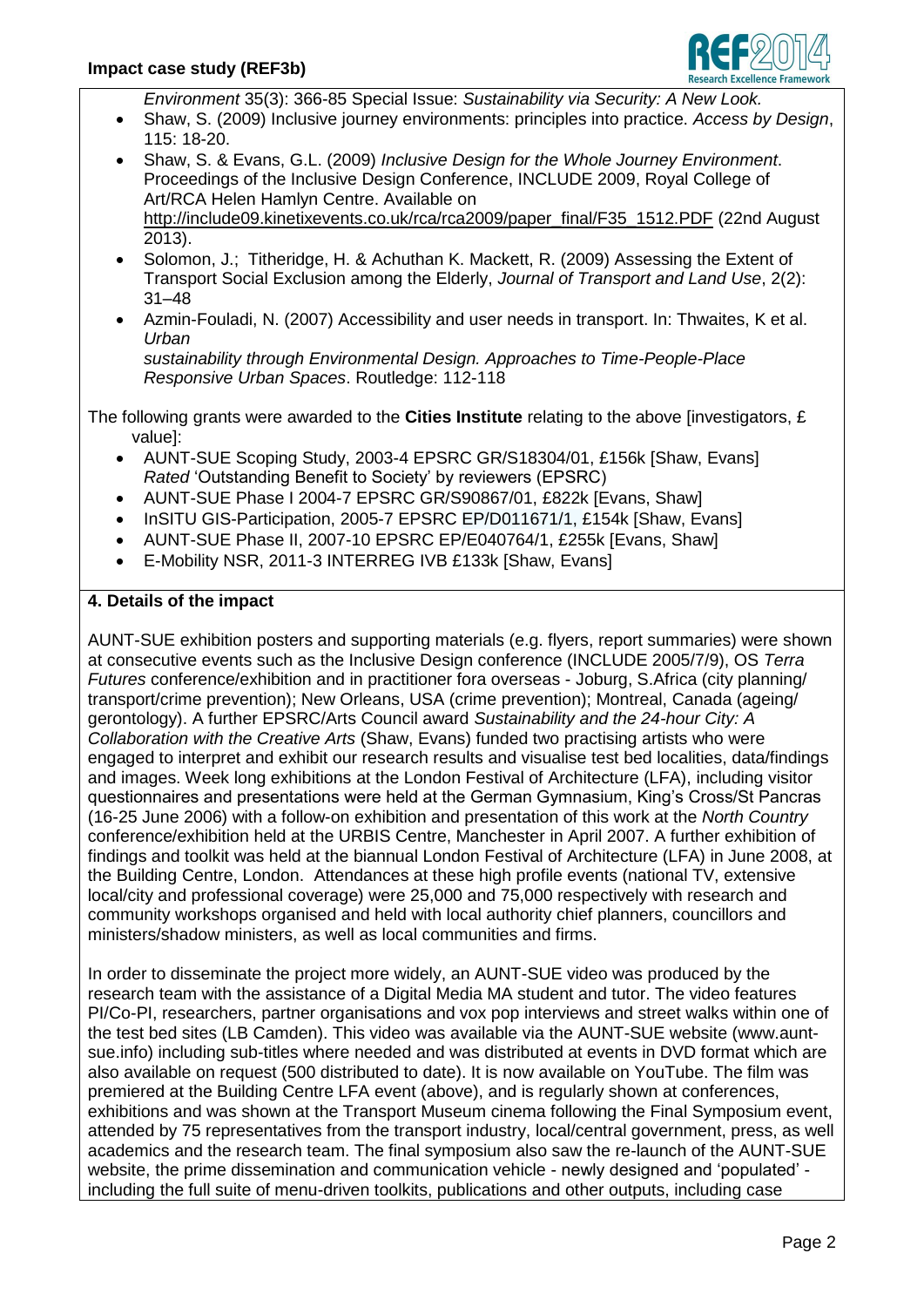*Environment* 35(3): 366-85 Special Issue: *Sustainability via Security: A New Look.*

- Shaw, S. (2009) Inclusive journey environments: principles into practice. *Access by Design*, 115: 18-20.
- Shaw, S. & Evans, G.L. (2009) *Inclusive Design for the Whole Journey Environment*. Proceedings of the Inclusive Design Conference, INCLUDE 2009, Royal College of Art/RCA Helen Hamlyn Centre. Available on http://include09.kinetixevents.co.uk/rca/rca2009/paper_final/F35_1512.PDF (22nd August 2013).
- Solomon, J.; Titheridge, H. & Achuthan K. Mackett, R. (2009) Assessing the Extent of Transport Social Exclusion among the Elderly, *Journal of Transport and Land Use*, 2(2): 31–48
- Azmin-Fouladi, N. (2007) Accessibility and user needs in transport. In: Thwaites, K et al. *Urban sustainability through Environmental Design. Approaches to Time-People-Place Responsive Urban Spaces*. Routledge: 112-118

The following grants were awarded to the **Cities Institute** relating to the above [investigators, £ value]:

- AUNT-SUE Scoping Study, 2003-4 EPSRC GR/S18304/01, £156k [Shaw, Evans] *Rated* 'Outstanding Benefit to Society' by reviewers (EPSRC)
- AUNT-SUE Phase I 2004-7 EPSRC GR/S90867/01, £822k [Evans, Shaw]
- InSITU GIS-Participation, 2005-7 EPSRC EP/D011671/1, £154k [Shaw, Evans]
- AUNT-SUE Phase II, 2007-10 EPSRC EP/E040764/1, £255k [Evans, Shaw]
- E-Mobility NSR, 2011-3 INTERREG IVB £133k [Shaw, Evans]

## 4. Details of the impact

AUNT-SUE exhibition posters and supporting materials (e.g. flyers, report summaries) were shown at consecutive events such as the Inclusive Design conference (INCLUDE 2005/7/9), OS *Terra Futures* conference/exhibition and in practitioner fora overseas - Joburg, S.Africa (city planning/ transport/crime prevention); New Orleans, USA (crime prevention); Montreal, Canada (ageing/ gerontology). A further EPSRC/Arts Council award *Sustainability and the 24-hour City: A Collaboration with the Creative Arts* (Shaw, Evans) funded two practising artists who were engaged to interpret and exhibit our research results and visualise test bed localities, data/findings and images. Week long exhibitions at the London Festival of Architecture (LFA), including visitor questionnaires and presentations were held at the German Gymnasium, King's Cross/St Pancras (16-25 June 2006) with a follow-on exhibition and presentation of this work at the *North Country* conference/exhibition held at the URBIS Centre, Manchester in April 2007. A further exhibition of findings and toolkit was held at the biannual London Festival of Architecture (LFA) in June 2008, at the Building Centre, London. Attendances at these high profile events (national TV, extensive local/city and professional coverage) were 25,000 and 75,000 respectively with research and community workshops organised and held with local authority chief planners, councillors and ministers/shadow ministers, as well as local communities and firms.

In order to disseminate the project more widely, an AUNT-SUE video was produced by the research team with the assistance of a Digital Media MA student and tutor. The video features PI/Co-PI, researchers, partner organisations and vox pop interviews and street walks within one of the test bed sites (LB Camden). This video was available via the AUNT-SUE website (www.aunt-sue.info) including sub-titles where needed and was distributed at events in DVD format which are also available on request (500 distributed to date). It is now available on YouTube. The film was premiered at the Building Centre LFA event (above), and is regularly shown at conferences, exhibitions and was shown at the Transport Museum cinema following the Final Symposium event, attended by 75 representatives from the transport industry, local/central government, press, as well academics and the research team. The final symposium also saw the re-launch of the AUNT-SUE website, the prime dissemination and communication vehicle - newly designed and 'populated' - including the full suite of menu-driven toolkits, publications and other outputs, including case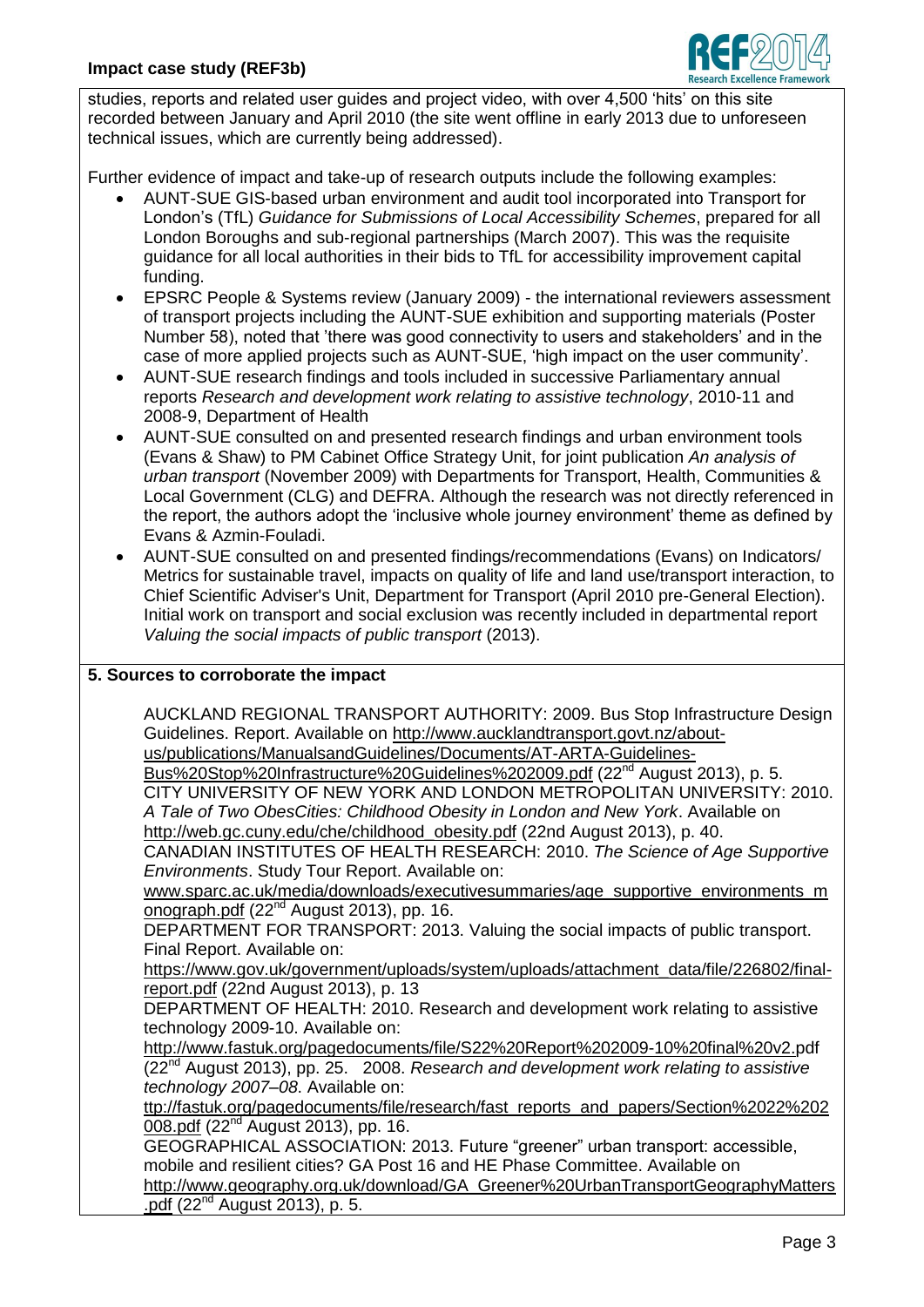studies, reports and related user guides and project video, with over 4,500 'hits' on this site recorded between January and April 2010 (the site went offline in early 2013 due to unforeseen technical issues, which are currently being addressed).

Further evidence of impact and take-up of research outputs include the following examples:

- AUNT-SUE GIS-based urban environment and audit tool incorporated into Transport for London's (TfL) *Guidance for Submissions of Local Accessibility Schemes*, prepared for all London Boroughs and sub-regional partnerships (March 2007). This was the requisite guidance for all local authorities in their bids to TfL for accessibility improvement capital funding.
- EPSRC People & Systems review (January 2009) - the international reviewers assessment of transport projects including the AUNT-SUE exhibition and supporting materials (Poster Number 58), noted that 'there was good connectivity to users and stakeholders' and in the case of more applied projects such as AUNT-SUE, 'high impact on the user community'.
- AUNT-SUE research findings and tools included in successive Parliamentary annual reports *Research and development work relating to assistive technology*, 2010-11 and 2008-9, Department of Health
- AUNT-SUE consulted on and presented research findings and urban environment tools (Evans & Shaw) to PM Cabinet Office Strategy Unit, for joint publication *An analysis of urban transport* (November 2009) with Departments for Transport, Health, Communities & Local Government (CLG) and DEFRA. Although the research was not directly referenced in the report, the authors adopt the 'inclusive whole journey environment' theme as defined by Evans & Azmin-Fouladi.
- AUNT-SUE consulted on and presented findings/recommendations (Evans) on Indicators/ Metrics for sustainable travel, impacts on quality of life and land use/transport interaction, to Chief Scientific Adviser's Unit, Department for Transport (April 2010 pre-General Election). Initial work on transport and social exclusion was recently included in departmental report *Valuing the social impacts of public transport* (2013).

## 5. Sources to corroborate the impact

AUCKLAND REGIONAL TRANSPORT AUTHORITY: 2009. Bus Stop Infrastructure Design Guidelines. Report. Available on http://www.aucklandtransport.govt.nz/about-us/publications/ManualsandGuidelines/Documents/AT-ARTA-Guidelines-Bus%20Stop%20Infrastructure%20Guidelines%202009.pdf (22nd August 2013), p. 5.
CITY UNIVERSITY OF NEW YORK AND LONDON METROPOLITAN UNIVERSITY: 2010. *A Tale of Two ObesCities: Childhood Obesity in London and New York*. Available on http://web.gc.cuny.edu/che/childhood_obesity.pdf (22nd August 2013), p. 40.
CANADIAN INSTITUTES OF HEALTH RESEARCH: 2010. *The Science of Age Supportive Environments*. Study Tour Report. Available on: www.sparc.ac.uk/media/downloads/executivesummaries/age_supportive_environments_monograph.pdf (22nd August 2013), pp. 16.
DEPARTMENT FOR TRANSPORT: 2013. Valuing the social impacts of public transport. Final Report. Available on: https://www.gov.uk/government/uploads/system/uploads/attachment_data/file/226802/final-report.pdf (22nd August 2013), p. 13
DEPARTMENT OF HEALTH: 2010. Research and development work relating to assistive technology 2009-10. Available on: http://www.fastuk.org/pagedocuments/file/S22%20Report%202009-10%20final%20v2.pdf (22nd August 2013), pp. 25. 2008. *Research and development work relating to assistive technology 2007–08*. Available on: ttp://fastuk.org/pagedocuments/file/research/fast_reports_and_papers/Section%2022%202008.pdf (22nd August 2013), pp. 16.
GEOGRAPHICAL ASSOCIATION: 2013. Future "greener" urban transport: accessible, mobile and resilient cities? GA Post 16 and HE Phase Committee. Available on http://www.geography.org.uk/download/GA_Greener%20UrbanTransportGeographyMatters.pdf (22nd August 2013), p. 5.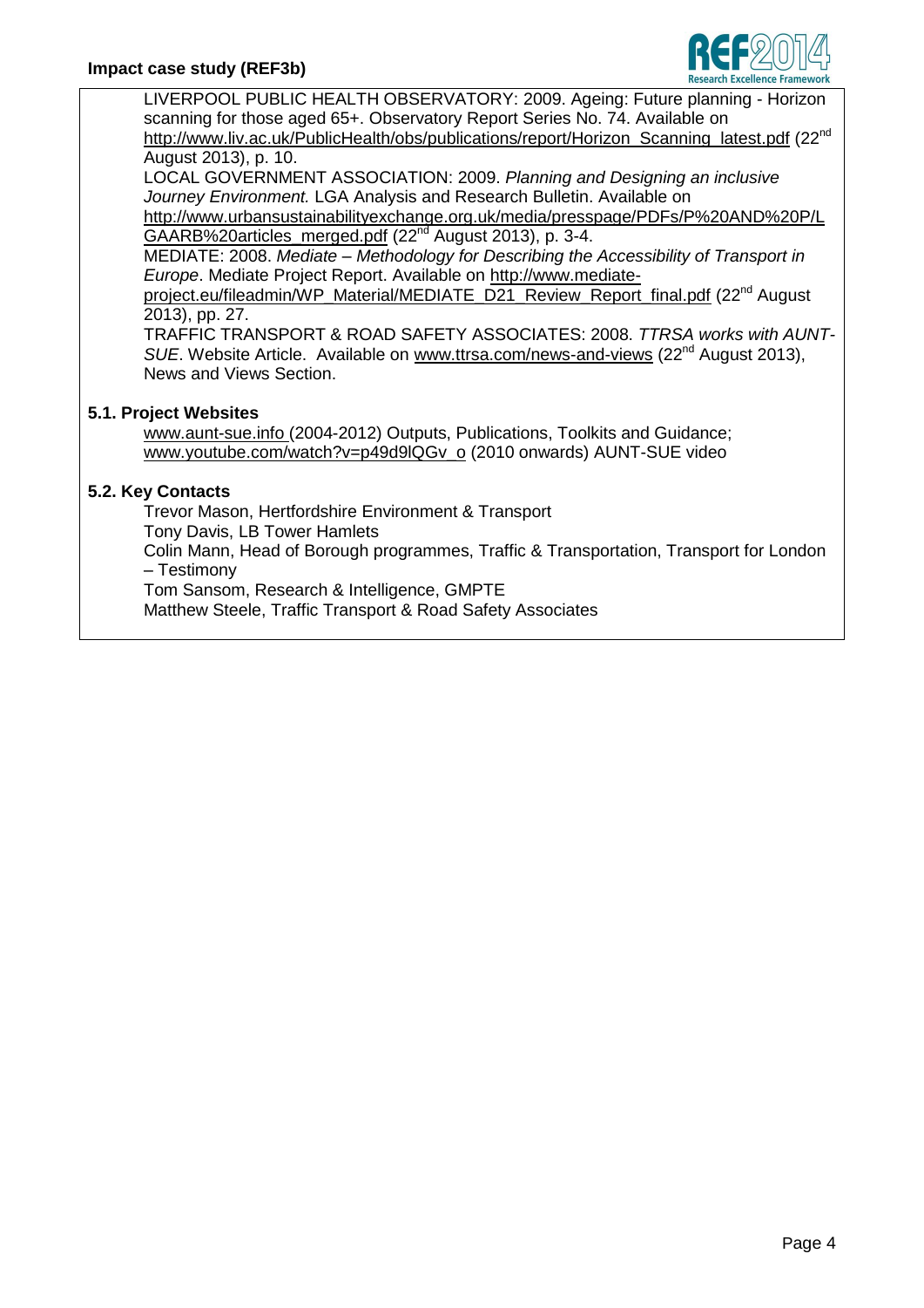LIVERPOOL PUBLIC HEALTH OBSERVATORY: 2009. Ageing: Future planning - Horizon scanning for those aged 65+. Observatory Report Series No. 74. Available on http://www.liv.ac.uk/PublicHealth/obs/publications/report/Horizon_Scanning_latest.pdf (22nd August 2013), p. 10.

LOCAL GOVERNMENT ASSOCIATION: 2009. *Planning and Designing an inclusive Journey Environment.* LGA Analysis and Research Bulletin. Available on http://www.urbansustainabilityexchange.org.uk/media/presspage/PDFs/P%20AND%20P/LGAARB%20articles_merged.pdf (22nd August 2013), p. 3-4.

MEDIATE: 2008. *Mediate – Methodology for Describing the Accessibility of Transport in Europe*. Mediate Project Report. Available on http://www.mediate-project.eu/fileadmin/WP_Material/MEDIATE_D21_Review_Report_final.pdf (22nd August 2013), pp. 27.

TRAFFIC TRANSPORT & ROAD SAFETY ASSOCIATES: 2008. *TTRSA works with AUNT-SUE*. Website Article. Available on www.ttrsa.com/news-and-views (22nd August 2013), News and Views Section.

### 5.1. Project Websites

www.aunt-sue.info (2004-2012) Outputs, Publications, Toolkits and Guidance; www.youtube.com/watch?v=p49d9lQGv_o (2010 onwards) AUNT-SUE video

### 5.2. Key Contacts

Trevor Mason, Hertfordshire Environment & Transport
Tony Davis, LB Tower Hamlets
Colin Mann, Head of Borough programmes, Traffic & Transportation, Transport for London – Testimony
Tom Sansom, Research & Intelligence, GMPTE
Matthew Steele, Traffic Transport & Road Safety Associates